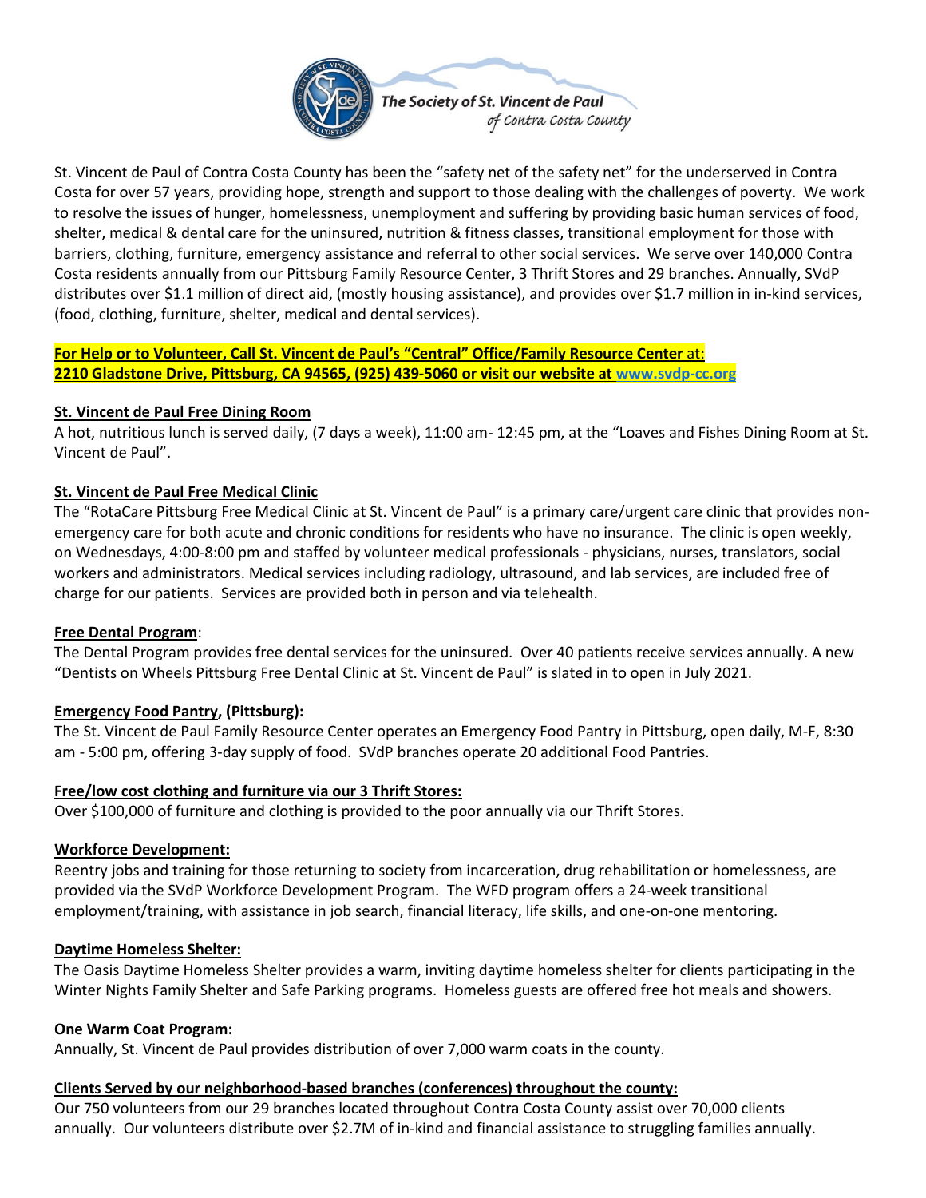**The Society of St. Vincent de Paul**
*of Contra Costa County*

St. Vincent de Paul of Contra Costa County has been the "safety net of the safety net" for the underserved in Contra Costa for over 57 years, providing hope, strength and support to those dealing with the challenges of poverty. We work to resolve the issues of hunger, homelessness, unemployment and suffering by providing basic human services of food, shelter, medical & dental care for the uninsured, nutrition & fitness classes, transitional employment for those with barriers, clothing, furniture, emergency assistance and referral to other social services. We serve over 140,000 Contra Costa residents annually from our Pittsburg Family Resource Center, 3 Thrift Stores and 29 branches. Annually, SVdP distributes over $1.1 million of direct aid, (mostly housing assistance), and provides over $1.7 million in in-kind services, (food, clothing, furniture, shelter, medical and dental services).

**For Help or to Volunteer, Call St. Vincent de Paul's "Central" Office/Family Resource Center at:**
**2210 Gladstone Drive, Pittsburg, CA 94565, (925) 439-5060 or visit our website at www.svdp-cc.org**

**St. Vincent de Paul Free Dining Room**

A hot, nutritious lunch is served daily, (7 days a week), 11:00 am- 12:45 pm, at the "Loaves and Fishes Dining Room at St. Vincent de Paul".

**St. Vincent de Paul Free Medical Clinic**

The "RotaCare Pittsburg Free Medical Clinic at St. Vincent de Paul" is a primary care/urgent care clinic that provides non-emergency care for both acute and chronic conditions for residents who have no insurance. The clinic is open weekly, on Wednesdays, 4:00-8:00 pm and staffed by volunteer medical professionals - physicians, nurses, translators, social workers and administrators. Medical services including radiology, ultrasound, and lab services, are included free of charge for our patients. Services are provided both in person and via telehealth.

**Free Dental Program**:

The Dental Program provides free dental services for the uninsured. Over 40 patients receive services annually. A new "Dentists on Wheels Pittsburg Free Dental Clinic at St. Vincent de Paul" is slated in to open in July 2021.

**Emergency Food Pantry, (Pittsburg):**

The St. Vincent de Paul Family Resource Center operates an Emergency Food Pantry in Pittsburg, open daily, M-F, 8:30 am - 5:00 pm, offering 3-day supply of food. SVdP branches operate 20 additional Food Pantries.

**Free/low cost clothing and furniture via our 3 Thrift Stores:**

Over $100,000 of furniture and clothing is provided to the poor annually via our Thrift Stores.

**Workforce Development:**

Reentry jobs and training for those returning to society from incarceration, drug rehabilitation or homelessness, are provided via the SVdP Workforce Development Program. The WFD program offers a 24-week transitional employment/training, with assistance in job search, financial literacy, life skills, and one-on-one mentoring.

**Daytime Homeless Shelter:**

The Oasis Daytime Homeless Shelter provides a warm, inviting daytime homeless shelter for clients participating in the Winter Nights Family Shelter and Safe Parking programs. Homeless guests are offered free hot meals and showers.

**One Warm Coat Program:**

Annually, St. Vincent de Paul provides distribution of over 7,000 warm coats in the county.

**Clients Served by our neighborhood-based branches (conferences) throughout the county:**

Our 750 volunteers from our 29 branches located throughout Contra Costa County assist over 70,000 clients annually. Our volunteers distribute over $2.7M of in-kind and financial assistance to struggling families annually.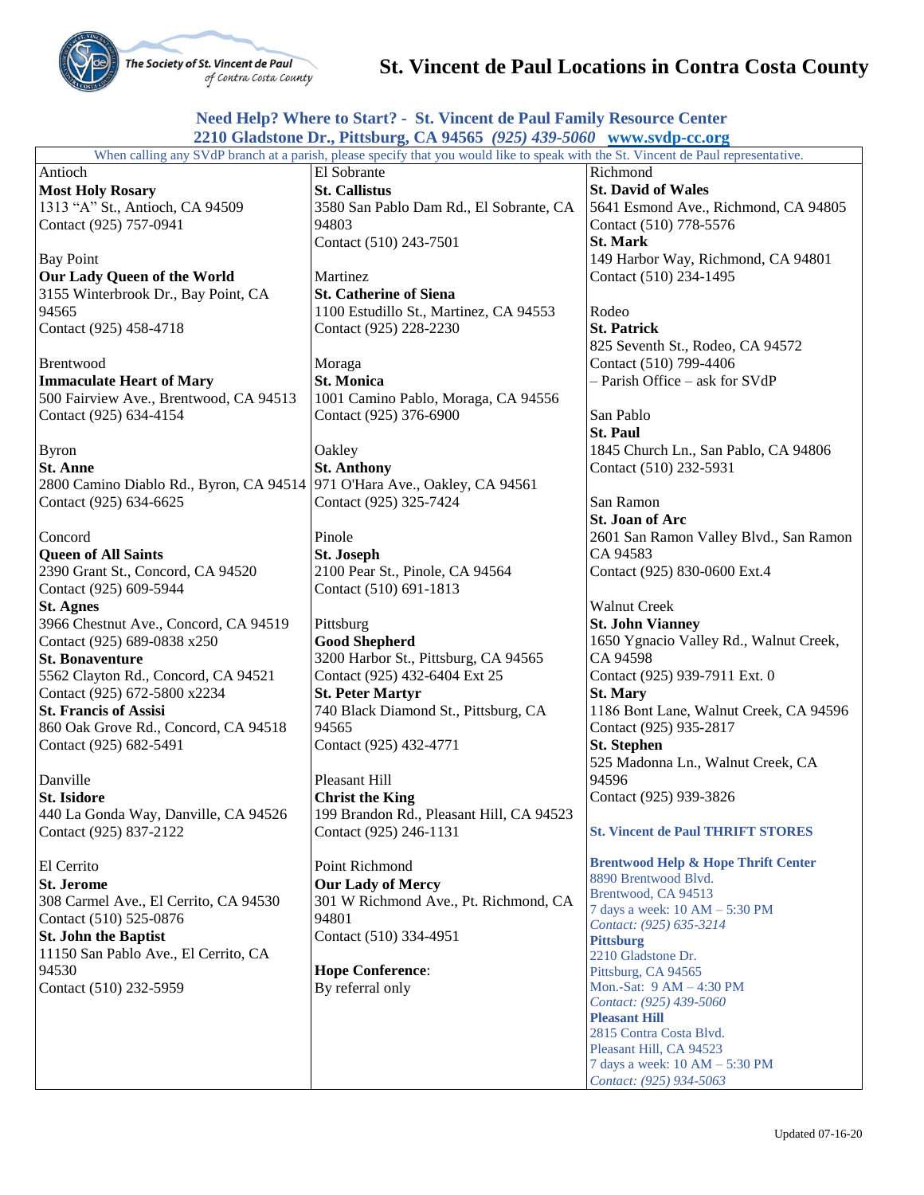The Society of St. Vincent de Paul *of Contra Costa County*

# St. Vincent de Paul Locations in Contra Costa County

## Need Help? Where to Start? - St. Vincent de Paul Family Resource Center

**2210 Gladstone Dr., Pittsburg, CA 94565** ***(925) 439-5060*** **www.svdp-cc.org**

When calling any SVdP branch at a parish, please specify that you would like to speak with the St. Vincent de Paul representative.

Antioch
**Most Holy Rosary**
1313 "A" St., Antioch, CA 94509
Contact (925) 757-0941

Bay Point
**Our Lady Queen of the World**
3155 Winterbrook Dr., Bay Point, CA 94565
Contact (925) 458-4718

Brentwood
**Immaculate Heart of Mary**
500 Fairview Ave., Brentwood, CA 94513
Contact (925) 634-4154

Byron
**St. Anne**
2800 Camino Diablo Rd., Byron, CA 94514
Contact (925) 634-6625

Concord
**Queen of All Saints**
2390 Grant St., Concord, CA 94520
Contact (925) 609-5944
**St. Agnes**
3966 Chestnut Ave., Concord, CA 94519
Contact (925) 689-0838 x250
**St. Bonaventure**
5562 Clayton Rd., Concord, CA 94521
Contact (925) 672-5800 x2234
**St. Francis of Assisi**
860 Oak Grove Rd., Concord, CA 94518
Contact (925) 682-5491

Danville
**St. Isidore**
440 La Gonda Way, Danville, CA 94526
Contact (925) 837-2122

El Cerrito
**St. Jerome**
308 Carmel Ave., El Cerrito, CA 94530
Contact (510) 525-0876
**St. John the Baptist**
11150 San Pablo Ave., El Cerrito, CA 94530
Contact (510) 232-5959

El Sobrante
**St. Callistus**
3580 San Pablo Dam Rd., El Sobrante, CA 94803
Contact (510) 243-7501

Martinez
**St. Catherine of Siena**
1100 Estudillo St., Martinez, CA 94553
Contact (925) 228-2230

Moraga
**St. Monica**
1001 Camino Pablo, Moraga, CA 94556
Contact (925) 376-6900

Oakley
**St. Anthony**
971 O'Hara Ave., Oakley, CA 94561
Contact (925) 325-7424

Pinole
**St. Joseph**
2100 Pear St., Pinole, CA 94564
Contact (510) 691-1813

Pittsburg
**Good Shepherd**
3200 Harbor St., Pittsburg, CA 94565
Contact (925) 432-6404 Ext 25
**St. Peter Martyr**
740 Black Diamond St., Pittsburg, CA 94565
Contact (925) 432-4771

Pleasant Hill
**Christ the King**
199 Brandon Rd., Pleasant Hill, CA 94523
Contact (925) 246-1131

Point Richmond
**Our Lady of Mercy**
301 W Richmond Ave., Pt. Richmond, CA 94801
Contact (510) 334-4951

**Hope Conference**:
By referral only

Richmond
**St. David of Wales**
5641 Esmond Ave., Richmond, CA 94805
Contact (510) 778-5576
**St. Mark**
149 Harbor Way, Richmond, CA 94801
Contact (510) 234-1495

Rodeo
**St. Patrick**
825 Seventh St., Rodeo, CA 94572
Contact (510) 799-4406
– Parish Office – ask for SVdP

San Pablo
**St. Paul**
1845 Church Ln., San Pablo, CA 94806
Contact (510) 232-5931

San Ramon
**St. Joan of Arc**
2601 San Ramon Valley Blvd., San Ramon CA 94583
Contact (925) 830-0600 Ext.4

Walnut Creek
**St. John Vianney**
1650 Ygnacio Valley Rd., Walnut Creek, CA 94598
Contact (925) 939-7911 Ext. 0
**St. Mary**
1186 Bont Lane, Walnut Creek, CA 94596
Contact (925) 935-2817
**St. Stephen**
525 Madonna Ln., Walnut Creek, CA 94596
Contact (925) 939-3826

### St. Vincent de Paul THRIFT STORES

**Brentwood Help & Hope Thrift Center**
8890 Brentwood Blvd.
Brentwood, CA 94513
7 days a week: 10 AM – 5:30 PM
*Contact: (925) 635-3214*

**Pittsburg**
2210 Gladstone Dr.
Pittsburg, CA 94565
Mon.-Sat: 9 AM – 4:30 PM
*Contact: (925) 439-5060*

**Pleasant Hill**
2815 Contra Costa Blvd.
Pleasant Hill, CA 94523
7 days a week: 10 AM – 5:30 PM
*Contact: (925) 934-5063*

Updated 07-16-20